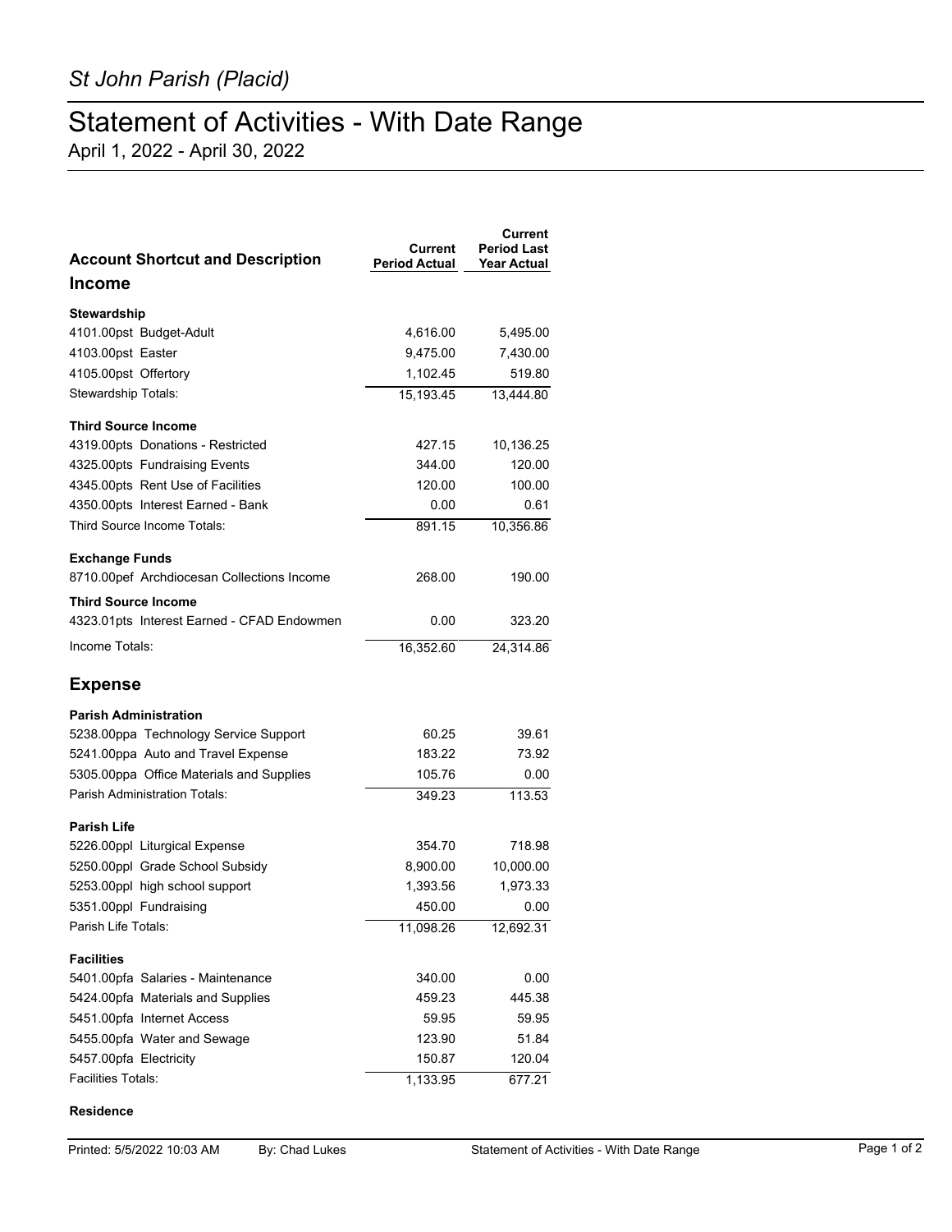*St John Parish (Placid)*

# Statement of Activities - With Date Range

April 1, 2022 - April 30, 2022

| Account Shortcut and Description | Current Period Actual | Current Period Last Year Actual |
|---|---|---|
| **Income** | | |
| **Stewardship** | | |
| 4101.00pst Budget-Adult | 4,616.00 | 5,495.00 |
| 4103.00pst Easter | 9,475.00 | 7,430.00 |
| 4105.00pst Offertory | 1,102.45 | 519.80 |
| Stewardship Totals: | 15,193.45 | 13,444.80 |
| **Third Source Income** | | |
| 4319.00pts Donations - Restricted | 427.15 | 10,136.25 |
| 4325.00pts Fundraising Events | 344.00 | 120.00 |
| 4345.00pts Rent Use of Facilities | 120.00 | 100.00 |
| 4350.00pts Interest Earned - Bank | 0.00 | 0.61 |
| Third Source Income Totals: | 891.15 | 10,356.86 |
| **Exchange Funds** | | |
| 8710.00pef Archdiocesan Collections Income | 268.00 | 190.00 |
| **Third Source Income** | | |
| 4323.01pts Interest Earned - CFAD Endowmen | 0.00 | 323.20 |
| Income Totals: | 16,352.60 | 24,314.86 |
| **Expense** | | |
| **Parish Administration** | | |
| 5238.00ppa Technology Service Support | 60.25 | 39.61 |
| 5241.00ppa Auto and Travel Expense | 183.22 | 73.92 |
| 5305.00ppa Office Materials and Supplies | 105.76 | 0.00 |
| Parish Administration Totals: | 349.23 | 113.53 |
| **Parish Life** | | |
| 5226.00ppl Liturgical Expense | 354.70 | 718.98 |
| 5250.00ppl Grade School Subsidy | 8,900.00 | 10,000.00 |
| 5253.00ppl high school support | 1,393.56 | 1,973.33 |
| 5351.00ppl Fundraising | 450.00 | 0.00 |
| Parish Life Totals: | 11,098.26 | 12,692.31 |
| **Facilities** | | |
| 5401.00pfa Salaries - Maintenance | 340.00 | 0.00 |
| 5424.00pfa Materials and Supplies | 459.23 | 445.38 |
| 5451.00pfa Internet Access | 59.95 | 59.95 |
| 5455.00pfa Water and Sewage | 123.90 | 51.84 |
| 5457.00pfa Electricity | 150.87 | 120.04 |
| Facilities Totals: | 1,133.95 | 677.21 |
| **Residence** | | |

Printed: 5/5/2022 10:03 AM By: Chad Lukes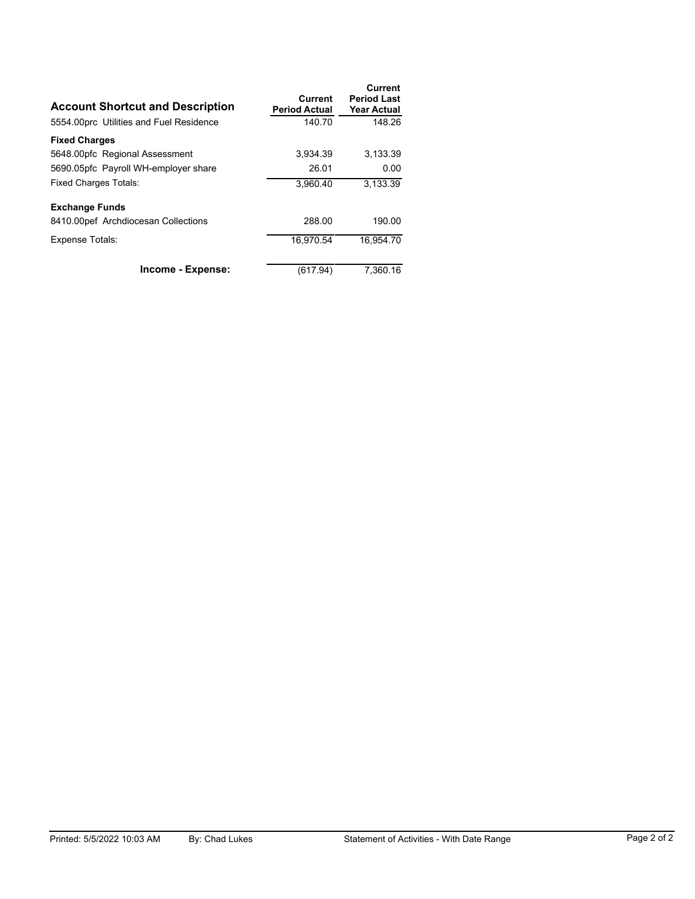| Account Shortcut and Description | Current Period Actual | Current Period Last Year Actual |
| --- | --- | --- |
| 5554.00prc Utilities and Fuel Residence | 140.70 | 148.26 |
| **Fixed Charges** | | |
| 5648.00pfc Regional Assessment | 3,934.39 | 3,133.39 |
| 5690.05pfc Payroll WH-employer share | 26.01 | 0.00 |
| Fixed Charges Totals: | 3,960.40 | 3,133.39 |
| **Exchange Funds** | | |
| 8410.00pef Archdiocesan Collections | 288.00 | 190.00 |
| Expense Totals: | 16,970.54 | 16,954.70 |
| **Income - Expense:** | (617.94) | 7,360.16 |

Printed: 5/5/2022 10:03 AM By: Chad Lukes Statement of Activities - With Date Range